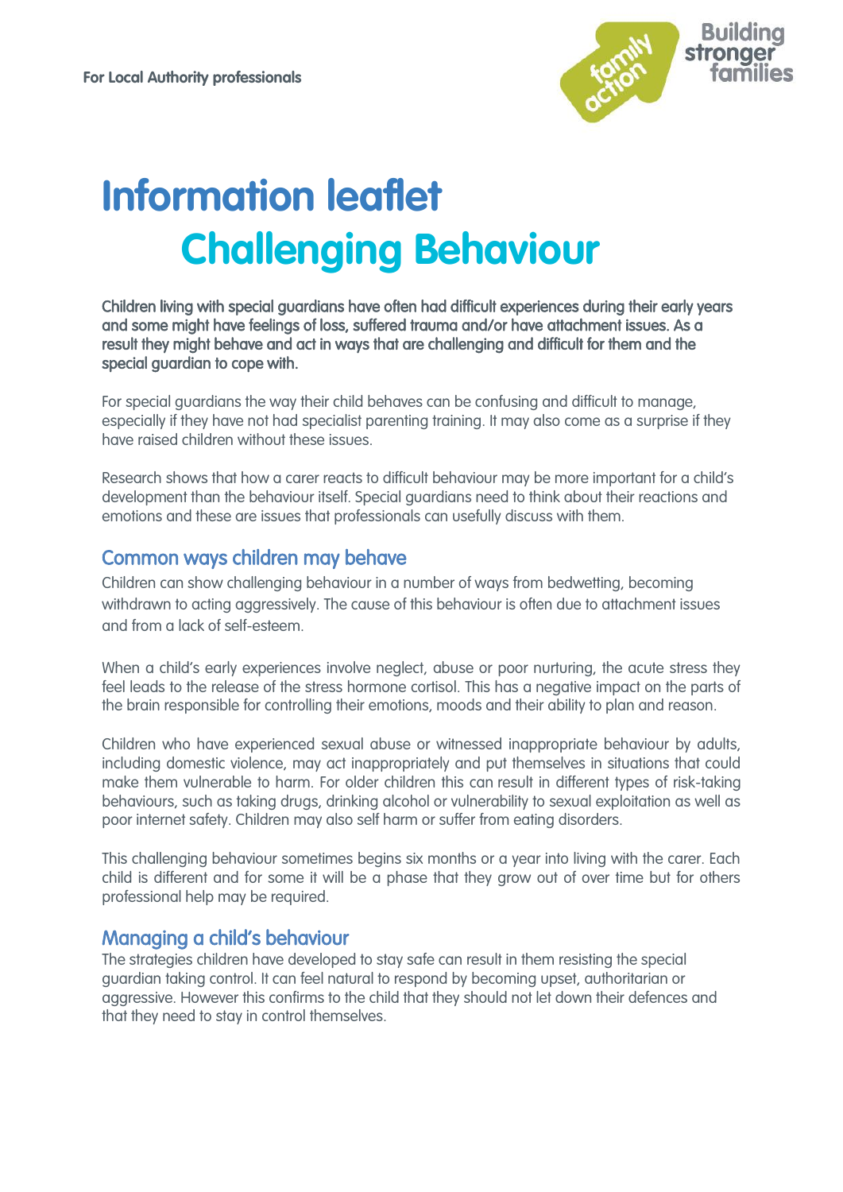For Local Authority professionals

# Information leaflet
# Challenging Behaviour

**Children living with special guardians have often had difficult experiences during their early years and some might have feelings of loss, suffered trauma and/or have attachment issues. As a result they might behave and act in ways that are challenging and difficult for them and the special guardian to cope with.**

For special guardians the way their child behaves can be confusing and difficult to manage, especially if they have not had specialist parenting training. It may also come as a surprise if they have raised children without these issues.

Research shows that how a carer reacts to difficult behaviour may be more important for a child's development than the behaviour itself. Special guardians need to think about their reactions and emotions and these are issues that professionals can usefully discuss with them.

## Common ways children may behave

Children can show challenging behaviour in a number of ways from bedwetting, becoming withdrawn to acting aggressively. The cause of this behaviour is often due to attachment issues and from a lack of self-esteem.

When a child's early experiences involve neglect, abuse or poor nurturing, the acute stress they feel leads to the release of the stress hormone cortisol. This has a negative impact on the parts of the brain responsible for controlling their emotions, moods and their ability to plan and reason.

Children who have experienced sexual abuse or witnessed inappropriate behaviour by adults, including domestic violence, may act inappropriately and put themselves in situations that could make them vulnerable to harm. For older children this can result in different types of risk-taking behaviours, such as taking drugs, drinking alcohol or vulnerability to sexual exploitation as well as poor internet safety. Children may also self harm or suffer from eating disorders.

This challenging behaviour sometimes begins six months or a year into living with the carer. Each child is different and for some it will be a phase that they grow out of over time but for others professional help may be required.

## Managing a child's behaviour

The strategies children have developed to stay safe can result in them resisting the special guardian taking control. It can feel natural to respond by becoming upset, authoritarian or aggressive. However this confirms to the child that they should not let down their defences and that they need to stay in control themselves.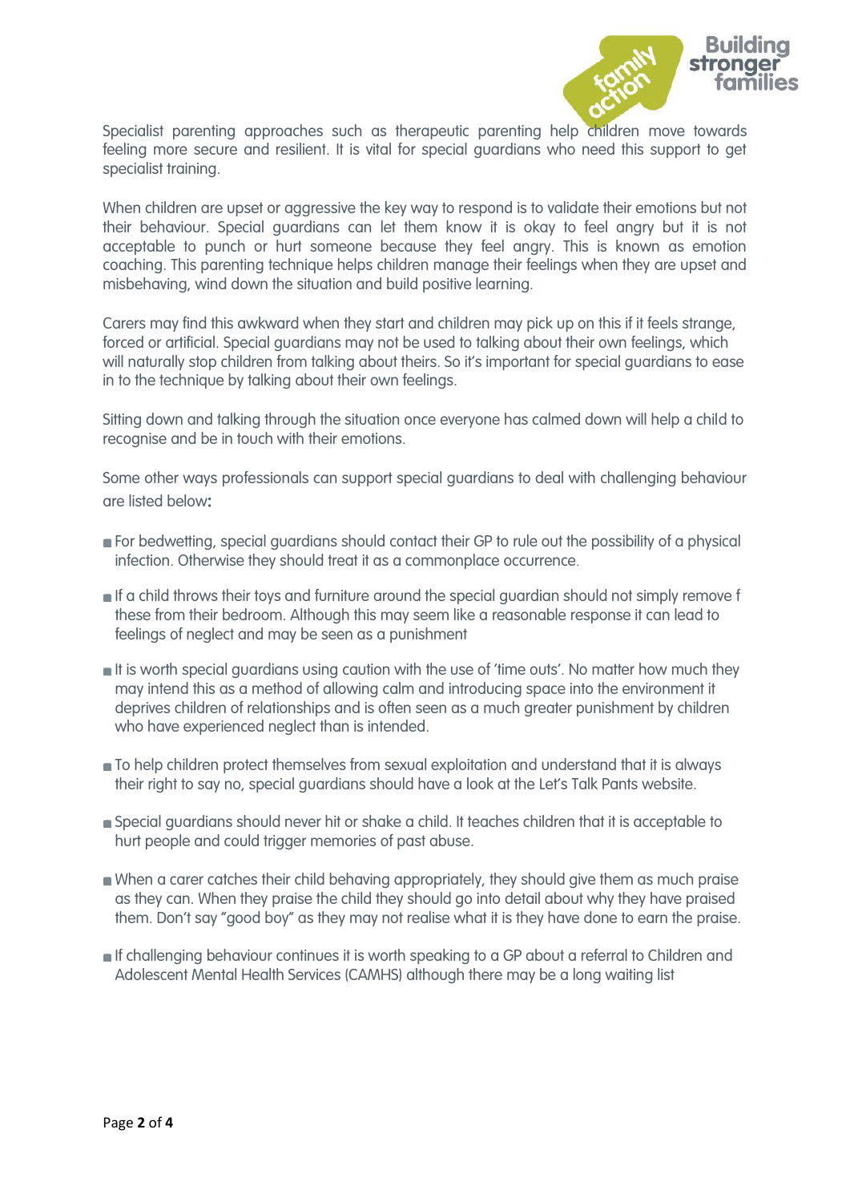Specialist parenting approaches such as therapeutic parenting help children move towards feeling more secure and resilient. It is vital for special guardians who need this support to get specialist training.

When children are upset or aggressive the key way to respond is to validate their emotions but not their behaviour. Special guardians can let them know it is okay to feel angry but it is not acceptable to punch or hurt someone because they feel angry. This is known as emotion coaching. This parenting technique helps children manage their feelings when they are upset and misbehaving, wind down the situation and build positive learning.

Carers may find this awkward when they start and children may pick up on this if it feels strange, forced or artificial. Special guardians may not be used to talking about their own feelings, which will naturally stop children from talking about theirs. So it's important for special guardians to ease in to the technique by talking about their own feelings.

Sitting down and talking through the situation once everyone has calmed down will help a child to recognise and be in touch with their emotions.

Some other ways professionals can support special guardians to deal with challenging behaviour are listed below**:**

- For bedwetting, special guardians should contact their GP to rule out the possibility of a physical infection. Otherwise they should treat it as a commonplace occurrence.
- If a child throws their toys and furniture around the special guardian should not simply remove f these from their bedroom. Although this may seem like a reasonable response it can lead to feelings of neglect and may be seen as a punishment
- It is worth special guardians using caution with the use of 'time outs'. No matter how much they may intend this as a method of allowing calm and introducing space into the environment it deprives children of relationships and is often seen as a much greater punishment by children who have experienced neglect than is intended.
- To help children protect themselves from sexual exploitation and understand that it is always their right to say no, special guardians should have a look at the Let's Talk Pants website.
- Special guardians should never hit or shake a child. It teaches children that it is acceptable to hurt people and could trigger memories of past abuse.
- When a carer catches their child behaving appropriately, they should give them as much praise as they can. When they praise the child they should go into detail about why they have praised them. Don't say "good boy" as they may not realise what it is they have done to earn the praise.
- If challenging behaviour continues it is worth speaking to a GP about a referral to Children and Adolescent Mental Health Services (CAMHS) although there may be a long waiting list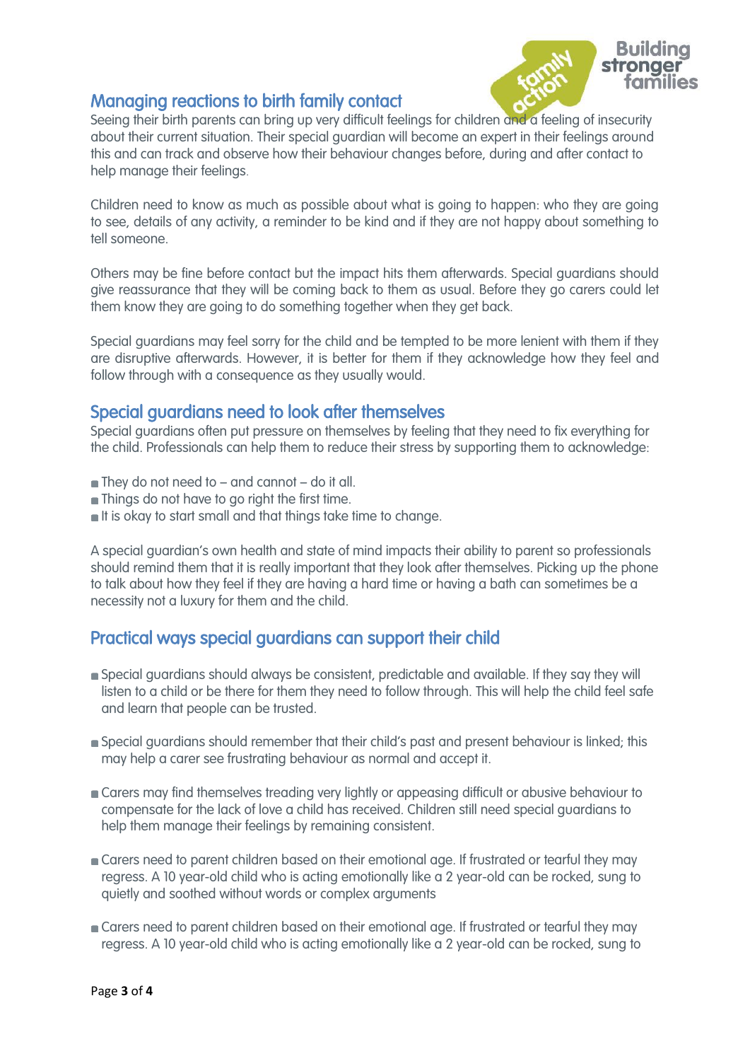## Managing reactions to birth family contact

Seeing their birth parents can bring up very difficult feelings for children and a feeling of insecurity about their current situation. Their special guardian will become an expert in their feelings around this and can track and observe how their behaviour changes before, during and after contact to help manage their feelings.

Children need to know as much as possible about what is going to happen: who they are going to see, details of any activity, a reminder to be kind and if they are not happy about something to tell someone.

Others may be fine before contact but the impact hits them afterwards. Special guardians should give reassurance that they will be coming back to them as usual. Before they go carers could let them know they are going to do something together when they get back.

Special guardians may feel sorry for the child and be tempted to be more lenient with them if they are disruptive afterwards. However, it is better for them if they acknowledge how they feel and follow through with a consequence as they usually would.

## Special guardians need to look after themselves

Special guardians often put pressure on themselves by feeling that they need to fix everything for the child. Professionals can help them to reduce their stress by supporting them to acknowledge:

- They do not need to – and cannot – do it all.
- Things do not have to go right the first time.
- It is okay to start small and that things take time to change.

A special guardian's own health and state of mind impacts their ability to parent so professionals should remind them that it is really important that they look after themselves. Picking up the phone to talk about how they feel if they are having a hard time or having a bath can sometimes be a necessity not a luxury for them and the child.

## Practical ways special guardians can support their child

- Special guardians should always be consistent, predictable and available. If they say they will listen to a child or be there for them they need to follow through. This will help the child feel safe and learn that people can be trusted.

- Special guardians should remember that their child's past and present behaviour is linked; this may help a carer see frustrating behaviour as normal and accept it.

- Carers may find themselves treading very lightly or appeasing difficult or abusive behaviour to compensate for the lack of love a child has received. Children still need special guardians to help them manage their feelings by remaining consistent.

- Carers need to parent children based on their emotional age. If frustrated or tearful they may regress. A 10 year-old child who is acting emotionally like a 2 year-old can be rocked, sung to quietly and soothed without words or complex arguments

- Carers need to parent children based on their emotional age. If frustrated or tearful they may regress. A 10 year-old child who is acting emotionally like a 2 year-old can be rocked, sung to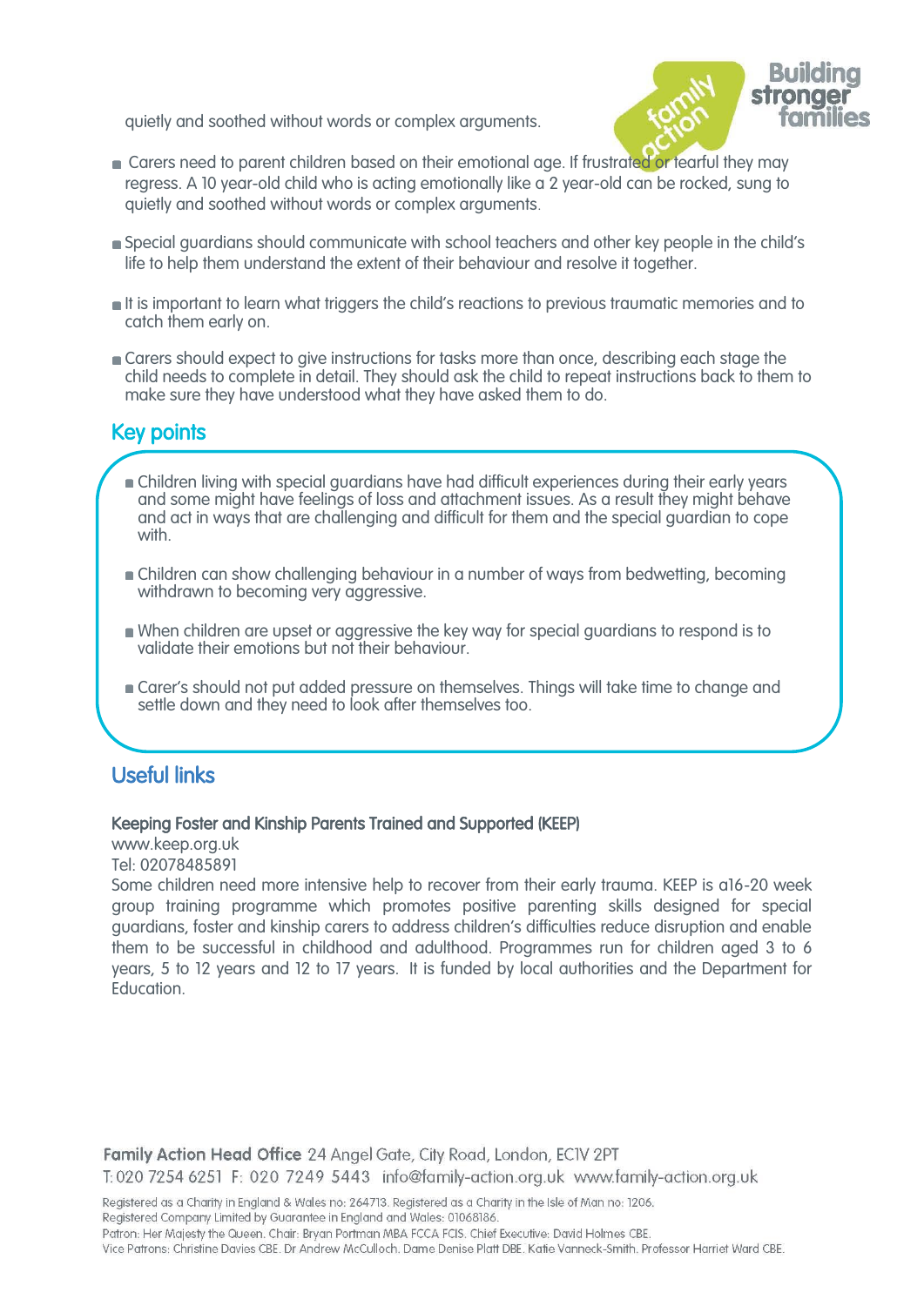quietly and soothed without words or complex arguments.

- Carers need to parent children based on their emotional age. If frustrated or tearful they may regress. A 10 year-old child who is acting emotionally like a 2 year-old can be rocked, sung to quietly and soothed without words or complex arguments.
- Special guardians should communicate with school teachers and other key people in the child's life to help them understand the extent of their behaviour and resolve it together.
- It is important to learn what triggers the child's reactions to previous traumatic memories and to catch them early on.
- Carers should expect to give instructions for tasks more than once, describing each stage the child needs to complete in detail. They should ask the child to repeat instructions back to them to make sure they have understood what they have asked them to do.

## Key points

- Children living with special guardians have had difficult experiences during their early years and some might have feelings of loss and attachment issues. As a result they might behave and act in ways that are challenging and difficult for them and the special guardian to cope with.
- Children can show challenging behaviour in a number of ways from bedwetting, becoming withdrawn to becoming very aggressive.
- When children are upset or aggressive the key way for special guardians to respond is to validate their emotions but not their behaviour.
- Carer's should not put added pressure on themselves. Things will take time to change and settle down and they need to look after themselves too.

## Useful links

**Keeping Foster and Kinship Parents Trained and Supported (KEEP)**
www.keep.org.uk
Tel: 02078485891
Some children need more intensive help to recover from their early trauma. KEEP is a16-20 week group training programme which promotes positive parenting skills designed for special guardians, foster and kinship carers to address children's difficulties reduce disruption and enable them to be successful in childhood and adulthood. Programmes run for children aged 3 to 6 years, 5 to 12 years and 12 to 17 years. It is funded by local authorities and the Department for Education.